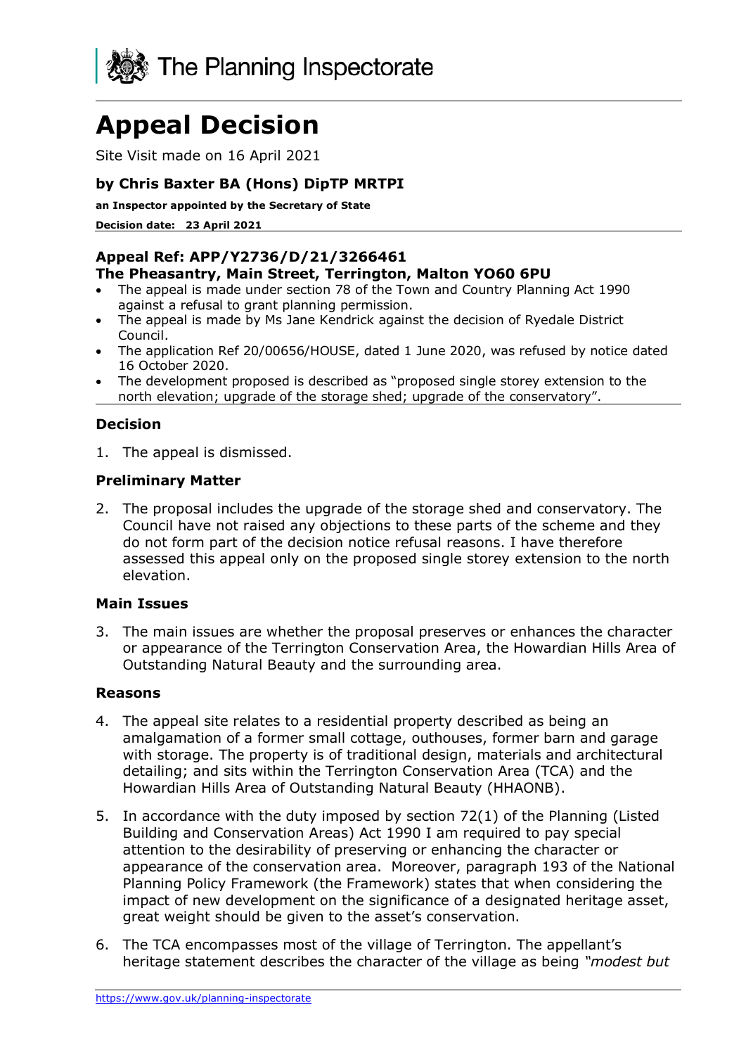The Planning Inspectorate

# Appeal Decision

Site Visit made on 16 April 2021

**by Chris Baxter BA (Hons) DipTP MRTPI**

**an Inspector appointed by the Secretary of State**

**Decision date: 23 April 2021**

**Appeal Ref: APP/Y2736/D/21/3266461**
**The Pheasantry, Main Street, Terrington, Malton YO60 6PU**

- The appeal is made under section 78 of the Town and Country Planning Act 1990 against a refusal to grant planning permission.
- The appeal is made by Ms Jane Kendrick against the decision of Ryedale District Council.
- The application Ref 20/00656/HOUSE, dated 1 June 2020, was refused by notice dated 16 October 2020.
- The development proposed is described as "proposed single storey extension to the north elevation; upgrade of the storage shed; upgrade of the conservatory".

### Decision

1. The appeal is dismissed.

### Preliminary Matter

2. The proposal includes the upgrade of the storage shed and conservatory. The Council have not raised any objections to these parts of the scheme and they do not form part of the decision notice refusal reasons. I have therefore assessed this appeal only on the proposed single storey extension to the north elevation.

### Main Issues

3. The main issues are whether the proposal preserves or enhances the character or appearance of the Terrington Conservation Area, the Howardian Hills Area of Outstanding Natural Beauty and the surrounding area.

### Reasons

4. The appeal site relates to a residential property described as being an amalgamation of a former small cottage, outhouses, former barn and garage with storage. The property is of traditional design, materials and architectural detailing; and sits within the Terrington Conservation Area (TCA) and the Howardian Hills Area of Outstanding Natural Beauty (HHAONB).

5. In accordance with the duty imposed by section 72(1) of the Planning (Listed Building and Conservation Areas) Act 1990 I am required to pay special attention to the desirability of preserving or enhancing the character or appearance of the conservation area. Moreover, paragraph 193 of the National Planning Policy Framework (the Framework) states that when considering the impact of new development on the significance of a designated heritage asset, great weight should be given to the asset's conservation.

6. The TCA encompasses most of the village of Terrington. The appellant's heritage statement describes the character of the village as being *"modest but*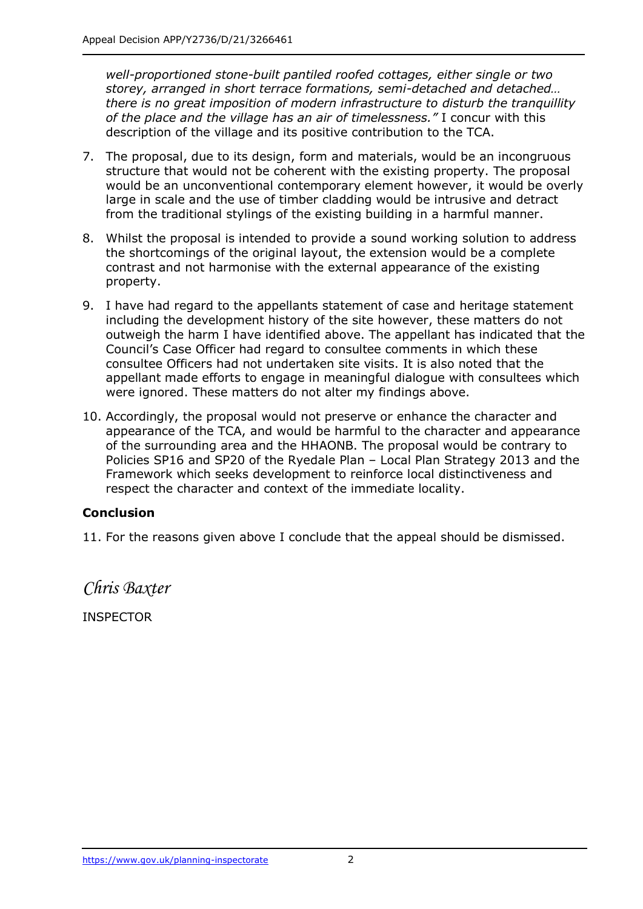*well-proportioned stone-built pantiled roofed cottages, either single or two storey, arranged in short terrace formations, semi-detached and detached… there is no great imposition of modern infrastructure to disturb the tranquillity of the place and the village has an air of timelessness."* I concur with this description of the village and its positive contribution to the TCA.

7. The proposal, due to its design, form and materials, would be an incongruous structure that would not be coherent with the existing property. The proposal would be an unconventional contemporary element however, it would be overly large in scale and the use of timber cladding would be intrusive and detract from the traditional stylings of the existing building in a harmful manner.

8. Whilst the proposal is intended to provide a sound working solution to address the shortcomings of the original layout, the extension would be a complete contrast and not harmonise with the external appearance of the existing property.

9. I have had regard to the appellants statement of case and heritage statement including the development history of the site however, these matters do not outweigh the harm I have identified above. The appellant has indicated that the Council's Case Officer had regard to consultee comments in which these consultee Officers had not undertaken site visits. It is also noted that the appellant made efforts to engage in meaningful dialogue with consultees which were ignored. These matters do not alter my findings above.

10. Accordingly, the proposal would not preserve or enhance the character and appearance of the TCA, and would be harmful to the character and appearance of the surrounding area and the HHAONB. The proposal would be contrary to Policies SP16 and SP20 of the Ryedale Plan – Local Plan Strategy 2013 and the Framework which seeks development to reinforce local distinctiveness and respect the character and context of the immediate locality.

**Conclusion**

11. For the reasons given above I conclude that the appeal should be dismissed.

*Chris Baxter*

INSPECTOR